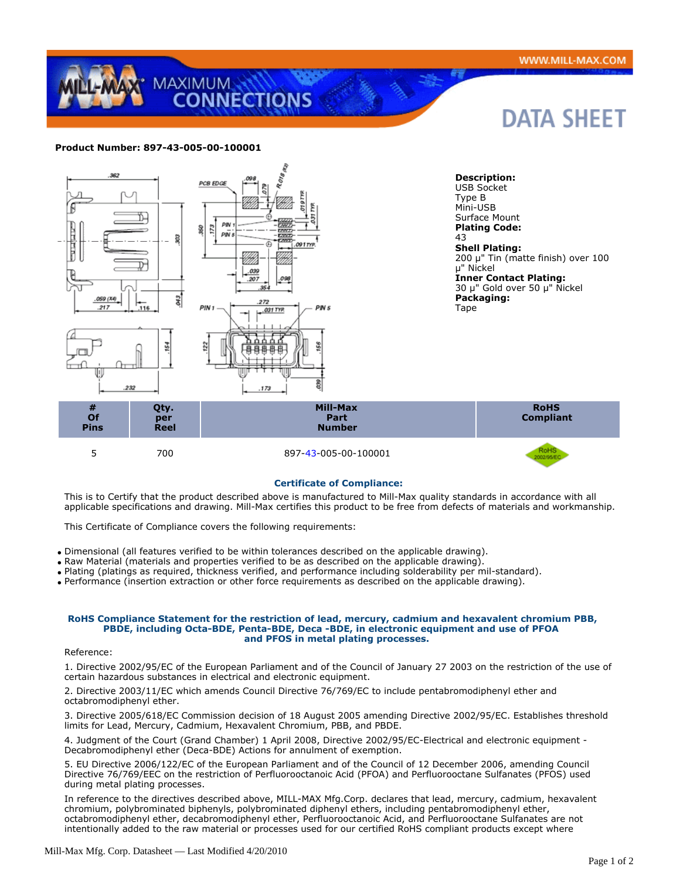**Product Number: 897-43-005-00-100001**

**Description:**
USB Socket
Type B
Mini-USB
Surface Mount
**Plating Code:**
43
**Shell Plating:**
200 µ" Tin (matte finish) over 100 µ" Nickel
**Inner Contact Plating:**
30 µ" Gold over 50 µ" Nickel
**Packaging:**
Tape

| # Of Pins | Qty. per Reel | Mill-Max Part Number | RoHS Compliant |
|---|---|---|---|
| 5 | 700 | 897-43-005-00-100001 | RoHS 2002/95/EC |

### Certificate of Compliance:

This is to Certify that the product described above is manufactured to Mill-Max quality standards in accordance with all applicable specifications and drawing. Mill-Max certifies this product to be free from defects of materials and workmanship.

This Certificate of Compliance covers the following requirements:

- Dimensional (all features verified to be within tolerances described on the applicable drawing).
- Raw Material (materials and properties verified to be as described on the applicable drawing).
- Plating (platings as required, thickness verified, and performance including solderability per mil-standard).
- Performance (insertion extraction or other force requirements as described on the applicable drawing).

### RoHS Compliance Statement for the restriction of lead, mercury, cadmium and hexavalent chromium PBB, PBDE, including Octa-BDE, Penta-BDE, Deca -BDE, in electronic equipment and use of PFOA and PFOS in metal plating processes.

Reference:

1. Directive 2002/95/EC of the European Parliament and of the Council of January 27 2003 on the restriction of the use of certain hazardous substances in electrical and electronic equipment.

2. Directive 2003/11/EC which amends Council Directive 76/769/EC to include pentabromodiphenyl ether and octabromodiphenyl ether.

3. Directive 2005/618/EC Commission decision of 18 August 2005 amending Directive 2002/95/EC. Establishes threshold limits for Lead, Mercury, Cadmium, Hexavalent Chromium, PBB, and PBDE.

4. Judgment of the Court (Grand Chamber) 1 April 2008, Directive 2002/95/EC-Electrical and electronic equipment - Decabromodiphenyl ether (Deca-BDE) Actions for annulment of exemption.

5. EU Directive 2006/122/EC of the European Parliament and of the Council of 12 December 2006, amending Council Directive 76/769/EEC on the restriction of Perfluorooctanoic Acid (PFOA) and Perfluorooctane Sulfanates (PFOS) used during metal plating processes.

In reference to the directives described above, MILL-MAX Mfg.Corp. declares that lead, mercury, cadmium, hexavalent chromium, polybrominated biphenyls, polybrominated diphenyl ethers, including pentabromodiphenyl ether, octabromodiphenyl ether, decabromodiphenyl ether, Perfluorooctanoic Acid, and Perfluorooctane Sulfanates are not intentionally added to the raw material or processes used for our certified RoHS compliant products except where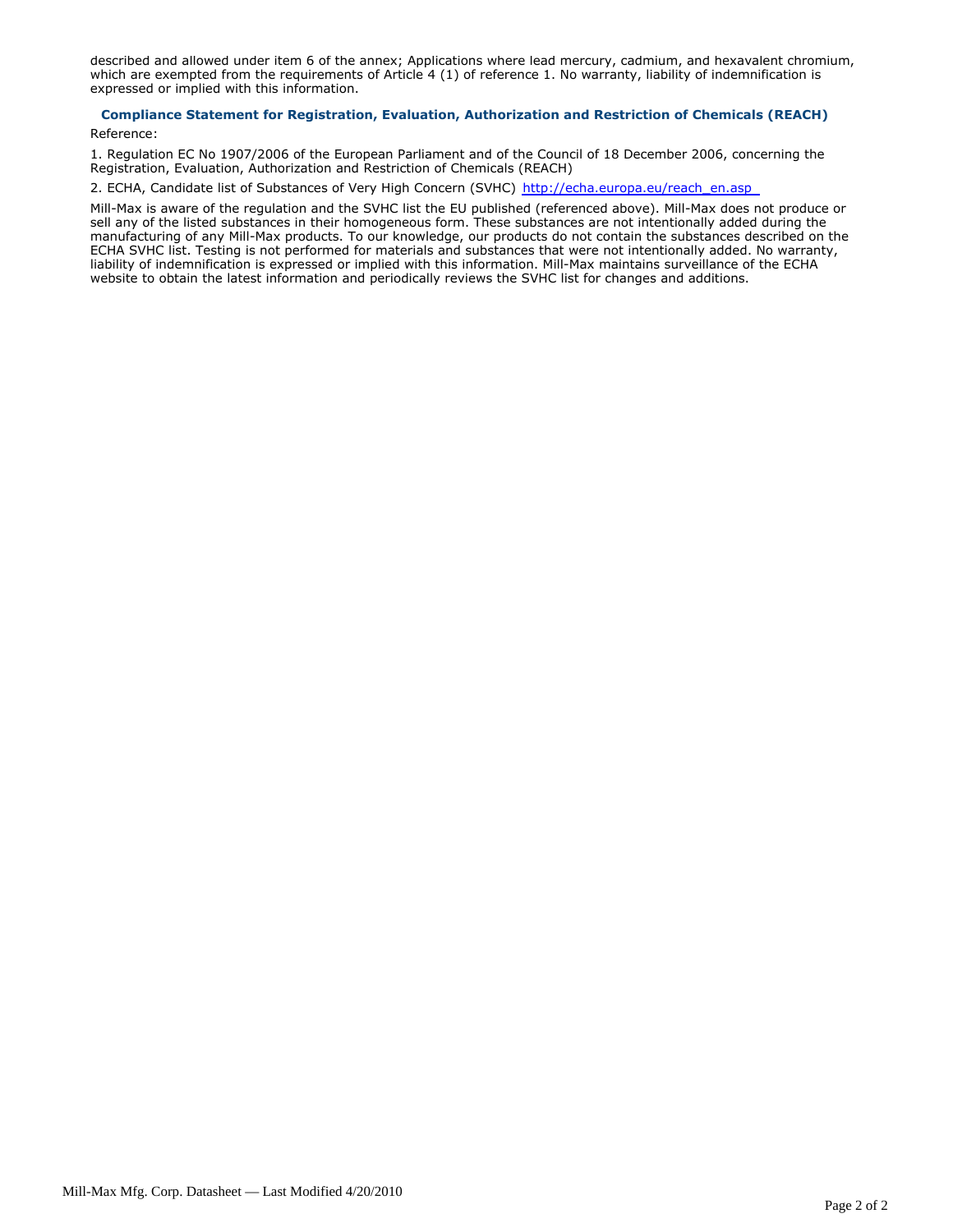described and allowed under item 6 of the annex; Applications where lead mercury, cadmium, and hexavalent chromium, which are exempted from the requirements of Article 4 (1) of reference 1. No warranty, liability of indemnification is expressed or implied with this information.

### Compliance Statement for Registration, Evaluation, Authorization and Restriction of Chemicals (REACH)

Reference:

1. Regulation EC No 1907/2006 of the European Parliament and of the Council of 18 December 2006, concerning the Registration, Evaluation, Authorization and Restriction of Chemicals (REACH)

2. ECHA, Candidate list of Substances of Very High Concern (SVHC) http://echa.europa.eu/reach_en.asp

Mill-Max is aware of the regulation and the SVHC list the EU published (referenced above). Mill-Max does not produce or sell any of the listed substances in their homogeneous form. These substances are not intentionally added during the manufacturing of any Mill-Max products. To our knowledge, our products do not contain the substances described on the ECHA SVHC list. Testing is not performed for materials and substances that were not intentionally added. No warranty, liability of indemnification is expressed or implied with this information. Mill-Max maintains surveillance of the ECHA website to obtain the latest information and periodically reviews the SVHC list for changes and additions.